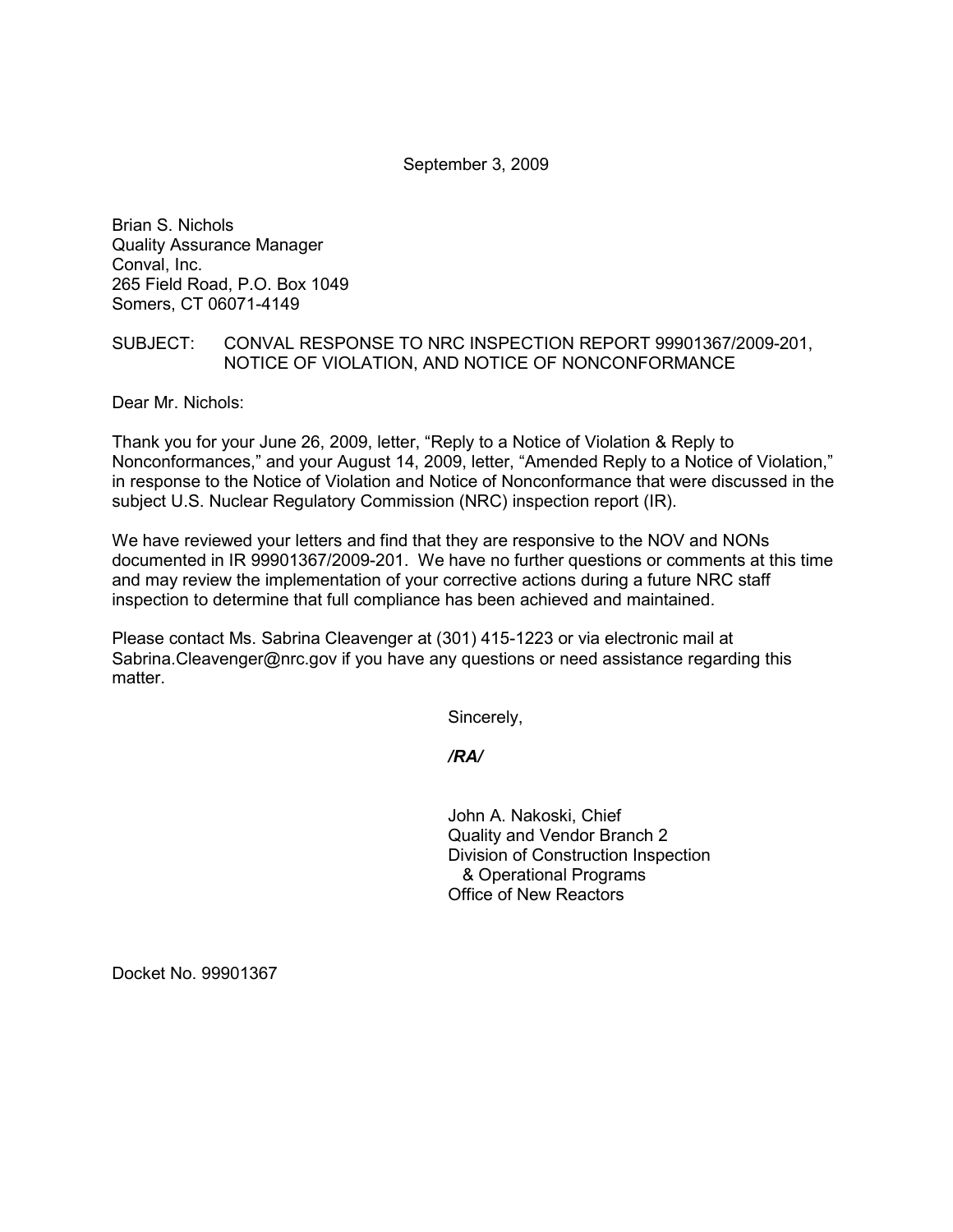September 3, 2009

Brian S. Nichols
Quality Assurance Manager
Conval, Inc.
265 Field Road, P.O. Box 1049
Somers, CT 06071-4149

SUBJECT: CONVAL RESPONSE TO NRC INSPECTION REPORT 99901367/2009-201, NOTICE OF VIOLATION, AND NOTICE OF NONCONFORMANCE

Dear Mr. Nichols:

Thank you for your June 26, 2009, letter, "Reply to a Notice of Violation & Reply to Nonconformances," and your August 14, 2009, letter, "Amended Reply to a Notice of Violation," in response to the Notice of Violation and Notice of Nonconformance that were discussed in the subject U.S. Nuclear Regulatory Commission (NRC) inspection report (IR).

We have reviewed your letters and find that they are responsive to the NOV and NONs documented in IR 99901367/2009-201. We have no further questions or comments at this time and may review the implementation of your corrective actions during a future NRC staff inspection to determine that full compliance has been achieved and maintained.

Please contact Ms. Sabrina Cleavenger at (301) 415-1223 or via electronic mail at Sabrina.Cleavenger@nrc.gov if you have any questions or need assistance regarding this matter.

Sincerely,

***/RA/***

John A. Nakoski, Chief
Quality and Vendor Branch 2
Division of Construction Inspection
& Operational Programs
Office of New Reactors

Docket No. 99901367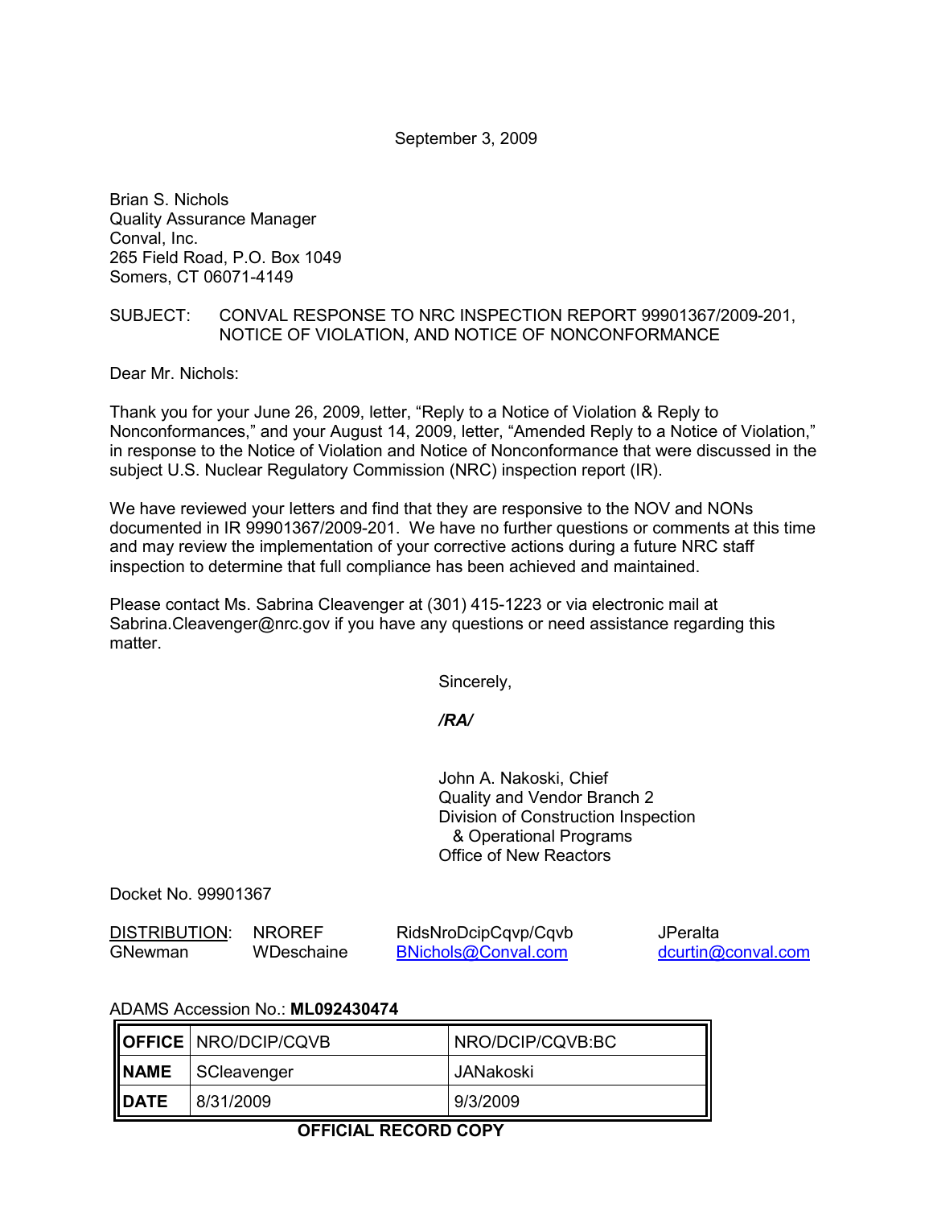September 3, 2009

Brian S. Nichols
Quality Assurance Manager
Conval, Inc.
265 Field Road, P.O. Box 1049
Somers, CT 06071-4149

SUBJECT: CONVAL RESPONSE TO NRC INSPECTION REPORT 99901367/2009-201, NOTICE OF VIOLATION, AND NOTICE OF NONCONFORMANCE

Dear Mr. Nichols:

Thank you for your June 26, 2009, letter, "Reply to a Notice of Violation & Reply to Nonconformances," and your August 14, 2009, letter, "Amended Reply to a Notice of Violation," in response to the Notice of Violation and Notice of Nonconformance that were discussed in the subject U.S. Nuclear Regulatory Commission (NRC) inspection report (IR).

We have reviewed your letters and find that they are responsive to the NOV and NONs documented in IR 99901367/2009-201. We have no further questions or comments at this time and may review the implementation of your corrective actions during a future NRC staff inspection to determine that full compliance has been achieved and maintained.

Please contact Ms. Sabrina Cleavenger at (301) 415-1223 or via electronic mail at Sabrina.Cleavenger@nrc.gov if you have any questions or need assistance regarding this matter.

Sincerely,

*/RA/*

John A. Nakoski, Chief
Quality and Vendor Branch 2
Division of Construction Inspection
& Operational Programs
Office of New Reactors

Docket No. 99901367

DISTRIBUTION: NROREF RidsNroDcipCqvp/Cqvb JPeralta
GNewman WDeschaine BNichols@Conval.com dcurtin@conval.com

ADAMS Accession No.: **ML092430474**

| | | |
|---|---|---|
| **OFFICE** | NRO/DCIP/CQVB | NRO/DCIP/CQVB:BC |
| **NAME** | SCleavenger | JANakoski |
| **DATE** | 8/31/2009 | 9/3/2009 |

**OFFICIAL RECORD COPY**